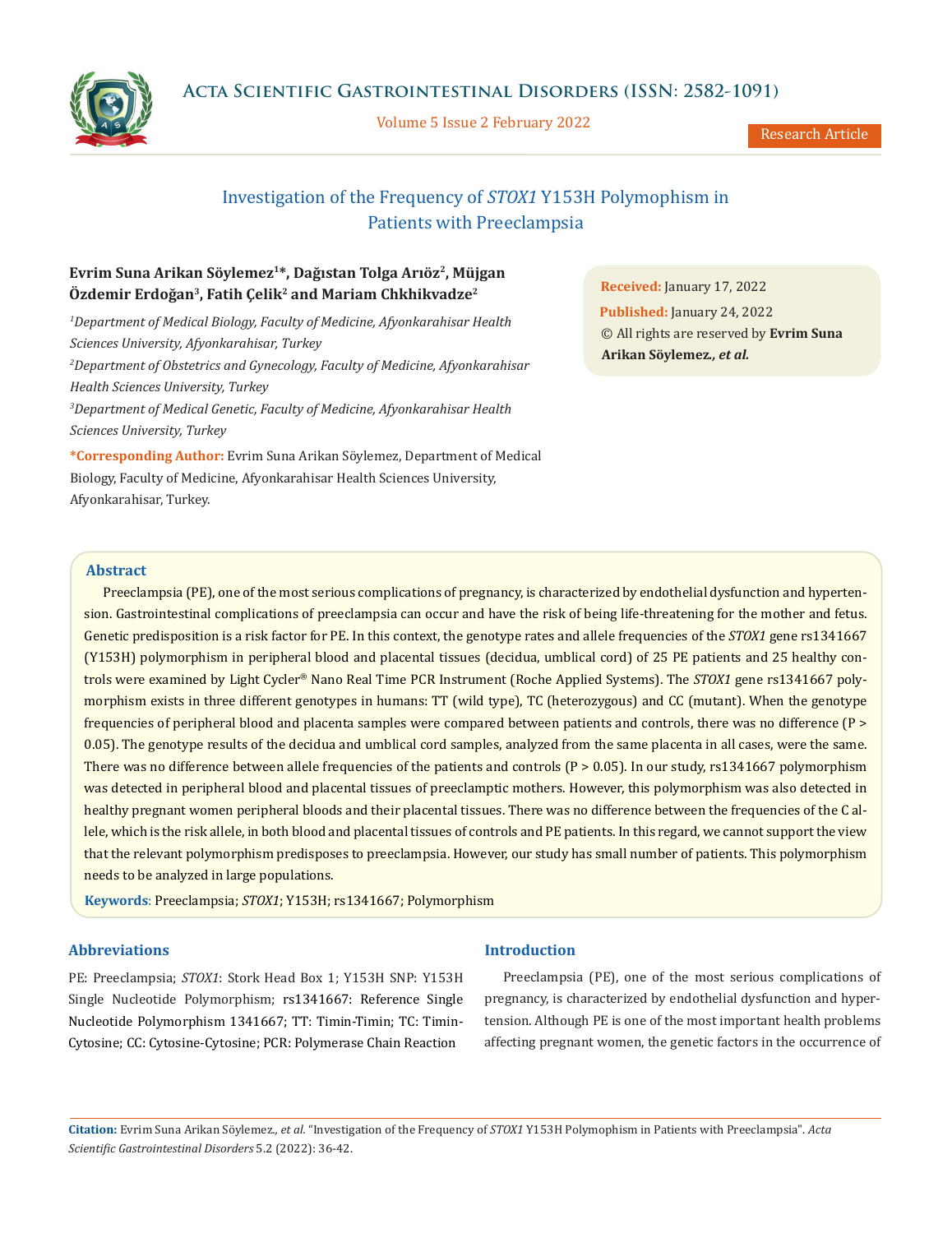# Investigation of the Frequency of *STOX1* Y153H Polymophism in Patients with Preeclampsia

**Evrim Suna Arikan Söylemez[1]*, Dağıstan Tolga Arıöz[2], Müjgan Özdemir Erdoğan[3], Fatih Çelik[2] and Mariam Chkhikvadze[2]**

*[1]Department of Medical Biology, Faculty of Medicine, Afyonkarahisar Health Sciences University, Afyonkarahisar, Turkey*

*[2]Department of Obstetrics and Gynecology, Faculty of Medicine, Afyonkarahisar Health Sciences University, Turkey*

*[3]Department of Medical Genetic, Faculty of Medicine, Afyonkarahisar Health Sciences University, Turkey*

**\*Corresponding Author:** Evrim Suna Arikan Söylemez, Department of Medical Biology, Faculty of Medicine, Afyonkarahisar Health Sciences University, Afyonkarahisar, Turkey.

**Received:** January 17, 2022
**Published:** January 24, 2022
© All rights are reserved by **Evrim Suna Arikan Söylemez*., et al.***

## Abstract

Preeclampsia (PE), one of the most serious complications of pregnancy, is characterized by endothelial dysfunction and hypertension. Gastrointestinal complications of preeclampsia can occur and have the risk of being life-threatening for the mother and fetus. Genetic predisposition is a risk factor for PE. In this context, the genotype rates and allele frequencies of the *STOX1* gene rs1341667 (Y153H) polymorphism in peripheral blood and placental tissues (decidua, umblical cord) of 25 PE patients and 25 healthy controls were examined by Light Cycler® Nano Real Time PCR Instrument (Roche Applied Systems). The *STOX1* gene rs1341667 polymorphism exists in three different genotypes in humans: TT (wild type), TC (heterozygous) and CC (mutant). When the genotype frequencies of peripheral blood and placenta samples were compared between patients and controls, there was no difference ($P > 0.05$). The genotype results of the decidua and umblical cord samples, analyzed from the same placenta in all cases, were the same. There was no difference between allele frequencies of the patients and controls ($P > 0.05$). In our study, rs1341667 polymorphism was detected in peripheral blood and placental tissues of preeclamptic mothers. However, this polymorphism was also detected in healthy pregnant women peripheral bloods and their placental tissues. There was no difference between the frequencies of the C allele, which is the risk allele, in both blood and placental tissues of controls and PE patients. In this regard, we cannot support the view that the relevant polymorphism predisposes to preeclampsia. However, our study has small number of patients. This polymorphism needs to be analyzed in large populations.

**Keywords**: Preeclampsia; *STOX1*; Y153H; rs1341667; Polymorphism

## Abbreviations

PE: Preeclampsia; *STOX1*: Stork Head Box 1; Y153H SNP: Y153H Single Nucleotide Polymorphism; rs1341667: Reference Single Nucleotide Polymorphism 1341667; TT: Timin-Timin; TC: Timin-Cytosine; CC: Cytosine-Cytosine; PCR: Polymerase Chain Reaction

## Introduction

Preeclampsia (PE), one of the most serious complications of pregnancy, is characterized by endothelial dysfunction and hypertension. Although PE is one of the most important health problems affecting pregnant women, the genetic factors in the occurrence of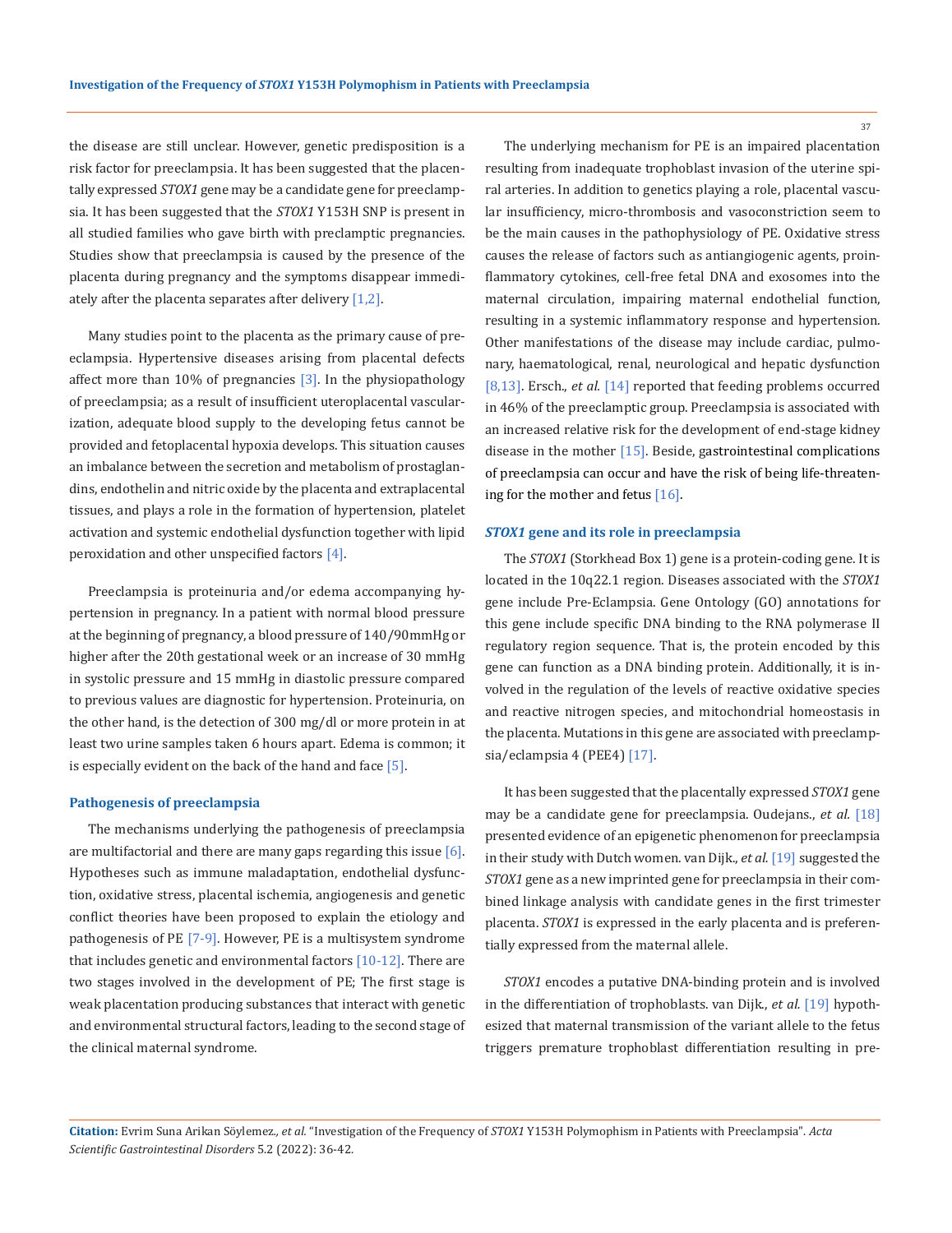the disease are still unclear. However, genetic predisposition is a risk factor for preeclampsia. It has been suggested that the placentally expressed *STOX1* gene may be a candidate gene for preeclampsia. It has been suggested that the *STOX1* Y153H SNP is present in all studied families who gave birth with preclamptic pregnancies. Studies show that preeclampsia is caused by the presence of the placenta during pregnancy and the symptoms disappear immediately after the placenta separates after delivery [1,2].

Many studies point to the placenta as the primary cause of preeclampsia. Hypertensive diseases arising from placental defects affect more than 10% of pregnancies [3]. In the physiopathology of preeclampsia; as a result of insufficient uteroplacental vascularization, adequate blood supply to the developing fetus cannot be provided and fetoplacental hypoxia develops. This situation causes an imbalance between the secretion and metabolism of prostaglandins, endothelin and nitric oxide by the placenta and extraplacental tissues, and plays a role in the formation of hypertension, platelet activation and systemic endothelial dysfunction together with lipid peroxidation and other unspecified factors [4].

Preeclampsia is proteinuria and/or edema accompanying hypertension in pregnancy. In a patient with normal blood pressure at the beginning of pregnancy, a blood pressure of 140/90mmHg or higher after the 20th gestational week or an increase of 30 mmHg in systolic pressure and 15 mmHg in diastolic pressure compared to previous values are diagnostic for hypertension. Proteinuria, on the other hand, is the detection of 300 mg/dl or more protein in at least two urine samples taken 6 hours apart. Edema is common; it is especially evident on the back of the hand and face [5].

### Pathogenesis of preeclampsia

The mechanisms underlying the pathogenesis of preeclampsia are multifactorial and there are many gaps regarding this issue [6]. Hypotheses such as immune maladaptation, endothelial dysfunction, oxidative stress, placental ischemia, angiogenesis and genetic conflict theories have been proposed to explain the etiology and pathogenesis of PE [7-9]. However, PE is a multisystem syndrome that includes genetic and environmental factors [10-12]. There are two stages involved in the development of PE; The first stage is weak placentation producing substances that interact with genetic and environmental structural factors, leading to the second stage of the clinical maternal syndrome.

The underlying mechanism for PE is an impaired placentation resulting from inadequate trophoblast invasion of the uterine spiral arteries. In addition to genetics playing a role, placental vascular insufficiency, micro-thrombosis and vasoconstriction seem to be the main causes in the pathophysiology of PE. Oxidative stress causes the release of factors such as antiangiogenic agents, proinflammatory cytokines, cell-free fetal DNA and exosomes into the maternal circulation, impairing maternal endothelial function, resulting in a systemic inflammatory response and hypertension. Other manifestations of the disease may include cardiac, pulmonary, haematological, renal, neurological and hepatic dysfunction [8,13]. Ersch., *et al.* [14] reported that feeding problems occurred in 46% of the preeclamptic group. Preeclampsia is associated with an increased relative risk for the development of end-stage kidney disease in the mother [15]. Beside, gastrointestinal complications of preeclampsia can occur and have the risk of being life-threatening for the mother and fetus [16].

### *STOX1* gene and its role in preeclampsia

The *STOX1* (Storkhead Box 1) gene is a protein-coding gene. It is located in the 10q22.1 region. Diseases associated with the *STOX1* gene include Pre-Eclampsia. Gene Ontology (GO) annotations for this gene include specific DNA binding to the RNA polymerase II regulatory region sequence. That is, the protein encoded by this gene can function as a DNA binding protein. Additionally, it is involved in the regulation of the levels of reactive oxidative species and reactive nitrogen species, and mitochondrial homeostasis in the placenta. Mutations in this gene are associated with preeclampsia/eclampsia 4 (PEE4) [17].

It has been suggested that the placentally expressed *STOX1* gene may be a candidate gene for preeclampsia. Oudejans., *et al.* [18] presented evidence of an epigenetic phenomenon for preeclampsia in their study with Dutch women. van Dijk., *et al.* [19] suggested the *STOX1* gene as a new imprinted gene for preeclampsia in their combined linkage analysis with candidate genes in the first trimester placenta. *STOX1* is expressed in the early placenta and is preferentially expressed from the maternal allele.

*STOX1* encodes a putative DNA-binding protein and is involved in the differentiation of trophoblasts. van Dijk., *et al.* [19] hypothesized that maternal transmission of the variant allele to the fetus triggers premature trophoblast differentiation resulting in pre-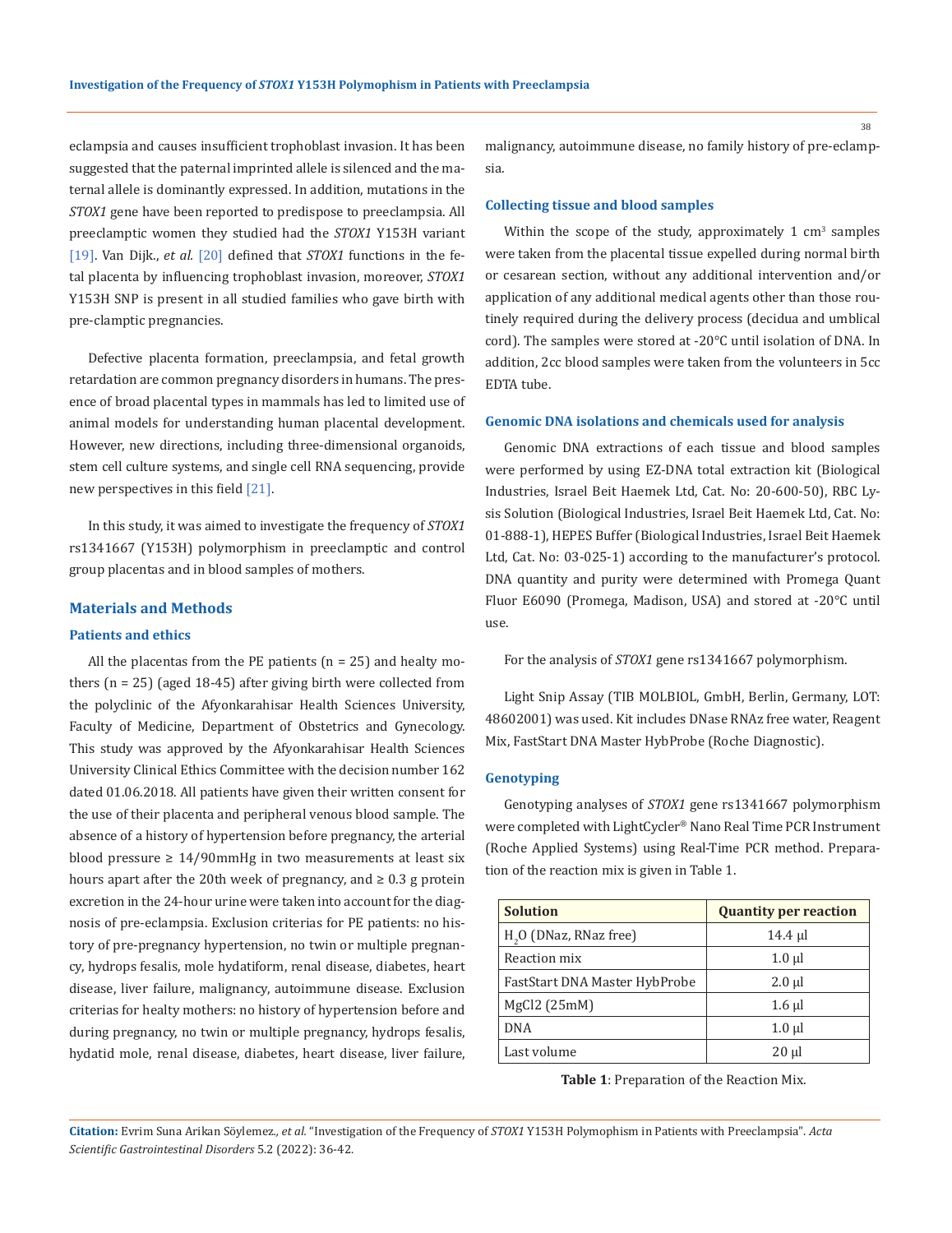eclampsia and causes insufficient trophoblast invasion. It has been suggested that the paternal imprinted allele is silenced and the maternal allele is dominantly expressed. In addition, mutations in the *STOX1* gene have been reported to predispose to preeclampsia. All preeclamptic women they studied had the *STOX1* Y153H variant [19]. Van Dijk., *et al.* [20] defined that *STOX1* functions in the fetal placenta by influencing trophoblast invasion, moreover, *STOX1* Y153H SNP is present in all studied families who gave birth with pre-clamptic pregnancies.

Defective placenta formation, preeclampsia, and fetal growth retardation are common pregnancy disorders in humans. The presence of broad placental types in mammals has led to limited use of animal models for understanding human placental development. However, new directions, including three-dimensional organoids, stem cell culture systems, and single cell RNA sequencing, provide new perspectives in this field [21].

In this study, it was aimed to investigate the frequency of *STOX1* rs1341667 (Y153H) polymorphism in preeclamptic and control group placentas and in blood samples of mothers.

## Materials and Methods

### Patients and ethics

All the placentas from the PE patients (n = 25) and healty mothers (n = 25) (aged 18-45) after giving birth were collected from the polyclinic of the Afyonkarahisar Health Sciences University, Faculty of Medicine, Department of Obstetrics and Gynecology. This study was approved by the Afyonkarahisar Health Sciences University Clinical Ethics Committee with the decision number 162 dated 01.06.2018. All patients have given their written consent for the use of their placenta and peripheral venous blood sample. The absence of a history of hypertension before pregnancy, the arterial blood pressure ≥ 14/90mmHg in two measurements at least six hours apart after the 20th week of pregnancy, and ≥ 0.3 g protein excretion in the 24-hour urine were taken into account for the diagnosis of pre-eclampsia. Exclusion criterias for PE patients: no history of pre-pregnancy hypertension, no twin or multiple pregnancy, hydrops fesalis, mole hydatiform, renal disease, diabetes, heart disease, liver failure, malignancy, autoimmune disease. Exclusion criterias for healty mothers: no history of hypertension before and during pregnancy, no twin or multiple pregnancy, hydrops fesalis, hydatid mole, renal disease, diabetes, heart disease, liver failure, malignancy, autoimmune disease, no family history of pre-eclampsia.

### Collecting tissue and blood samples

Within the scope of the study, approximately 1 cm$^3$ samples were taken from the placental tissue expelled during normal birth or cesarean section, without any additional intervention and/or application of any additional medical agents other than those routinely required during the delivery process (decidua and umblical cord). The samples were stored at -20°C until isolation of DNA. In addition, 2cc blood samples were taken from the volunteers in 5cc EDTA tube.

### Genomic DNA isolations and chemicals used for analysis

Genomic DNA extractions of each tissue and blood samples were performed by using EZ-DNA total extraction kit (Biological Industries, Israel Beit Haemek Ltd, Cat. No: 20-600-50), RBC Lysis Solution (Biological Industries, Israel Beit Haemek Ltd, Cat. No: 01-888-1), HEPES Buffer (Biological Industries, Israel Beit Haemek Ltd, Cat. No: 03-025-1) according to the manufacturer's protocol. DNA quantity and purity were determined with Promega Quant Fluor E6090 (Promega, Madison, USA) and stored at -20°C until use.

For the analysis of *STOX1* gene rs1341667 polymorphism.

Light Snip Assay (TIB MOLBIOL, GmbH, Berlin, Germany, LOT: 48602001) was used. Kit includes DNase RNAz free water, Reagent Mix, FastStart DNA Master HybProbe (Roche Diagnostic).

### Genotyping

Genotyping analyses of *STOX1* gene rs1341667 polymorphism were completed with LightCycler® Nano Real Time PCR Instrument (Roche Applied Systems) using Real-Time PCR method. Preparation of the reaction mix is given in Table 1.

| Solution | Quantity per reaction |
|---|---|
| $H_2O$ (DNaz, RNaz free) | 14.4 µl |
| Reaction mix | 1.0 µl |
| FastStart DNA Master HybProbe | 2.0 µl |
| MgCl2 (25mM) | 1.6 µl |
| DNA | 1.0 µl |
| Last volume | 20 µl |

**Table 1**: Preparation of the Reaction Mix.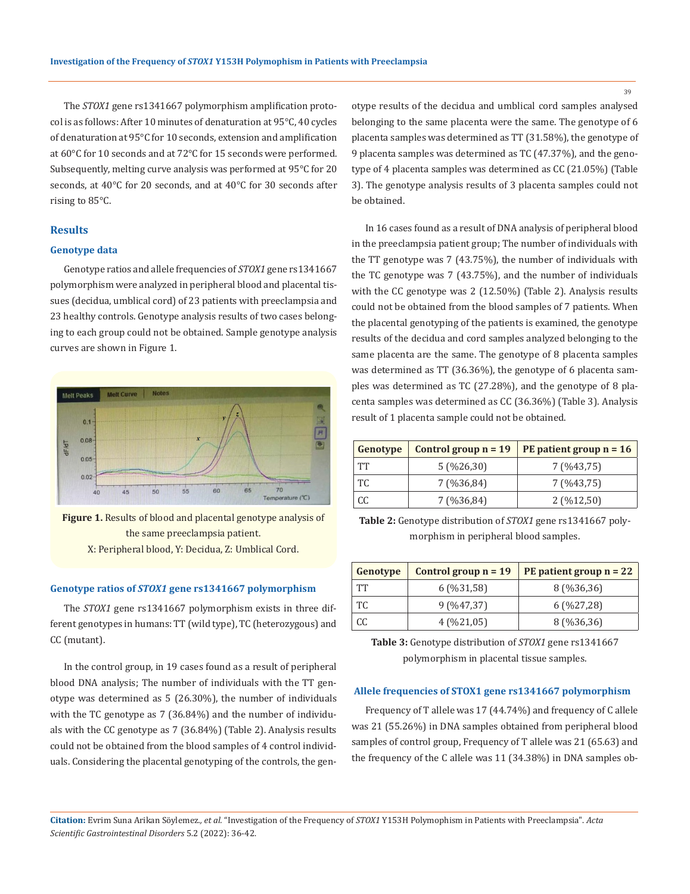The *STOX1* gene rs1341667 polymorphism amplification protocol is as follows: After 10 minutes of denaturation at 95°C, 40 cycles of denaturation at 95°C for 10 seconds, extension and amplification at 60°C for 10 seconds and at 72°C for 15 seconds were performed. Subsequently, melting curve analysis was performed at 95°C for 20 seconds, at 40°C for 20 seconds, and at 40°C for 30 seconds after rising to 85°C.

## Results

### Genotype data

Genotype ratios and allele frequencies of *STOX1* gene rs1341667 polymorphism were analyzed in peripheral blood and placental tissues (decidua, umblical cord) of 23 patients with preeclampsia and 23 healthy controls. Genotype analysis results of two cases belonging to each group could not be obtained. Sample genotype analysis curves are shown in Figure 1.

**Figure 1.** Results of blood and placental genotype analysis of the same preeclampsia patient.
X: Peripheral blood, Y: Decidua, Z: Umblical Cord.

### Genotype ratios of *STOX1* gene rs1341667 polymorphism

The *STOX1* gene rs1341667 polymorphism exists in three different genotypes in humans: TT (wild type), TC (heterozygous) and CC (mutant).

In the control group, in 19 cases found as a result of peripheral blood DNA analysis; The number of individuals with the TT genotype was determined as 5 (26.30%), the number of individuals with the TC genotype as 7 (36.84%) and the number of individuals with the CC genotype as 7 (36.84%) (Table 2). Analysis results could not be obtained from the blood samples of 4 control individuals. Considering the placental genotyping of the controls, the genotype results of the decidua and umblical cord samples analysed belonging to the same placenta were the same. The genotype of 6 placenta samples was determined as TT (31.58%), the genotype of 9 placenta samples was determined as TC (47.37%), and the genotype of 4 placenta samples was determined as CC (21.05%) (Table 3). The genotype analysis results of 3 placenta samples could not be obtained.

In 16 cases found as a result of DNA analysis of peripheral blood in the preeclampsia patient group; The number of individuals with the TT genotype was 7 (43.75%), the number of individuals with the TC genotype was 7 (43.75%), and the number of individuals with the CC genotype was 2 (12.50%) (Table 2). Analysis results could not be obtained from the blood samples of 7 patients. When the placental genotyping of the patients is examined, the genotype results of the decidua and cord samples analyzed belonging to the same placenta are the same. The genotype of 8 placenta samples was determined as TT (36.36%), the genotype of 6 placenta samples was determined as TC (27.28%), and the genotype of 8 placenta samples was determined as CC (36.36%) (Table 3). Analysis result of 1 placenta sample could not be obtained.

| Genotype | Control group n = 19 | PE patient group n = 16 |
|---|---|---|
| TT | 5 (%26,30) | 7 (%43,75) |
| TC | 7 (%36,84) | 7 (%43,75) |
| CC | 7 (%36,84) | 2 (%12,50) |

**Table 2:** Genotype distribution of *STOX1* gene rs1341667 polymorphism in peripheral blood samples.

| Genotype | Control group n = 19 | PE patient group n = 22 |
|---|---|---|
| TT | 6 (%31,58) | 8 (%36,36) |
| TC | 9 (%47,37) | 6 (%27,28) |
| CC | 4 (%21,05) | 8 (%36,36) |

**Table 3:** Genotype distribution of *STOX1* gene rs1341667 polymorphism in placental tissue samples.

### Allele frequencies of STOX1 gene rs1341667 polymorphism

Frequency of T allele was 17 (44.74%) and frequency of C allele was 21 (55.26%) in DNA samples obtained from peripheral blood samples of control group, Frequency of T allele was 21 (65.63) and the frequency of the C allele was 11 (34.38%) in DNA samples ob-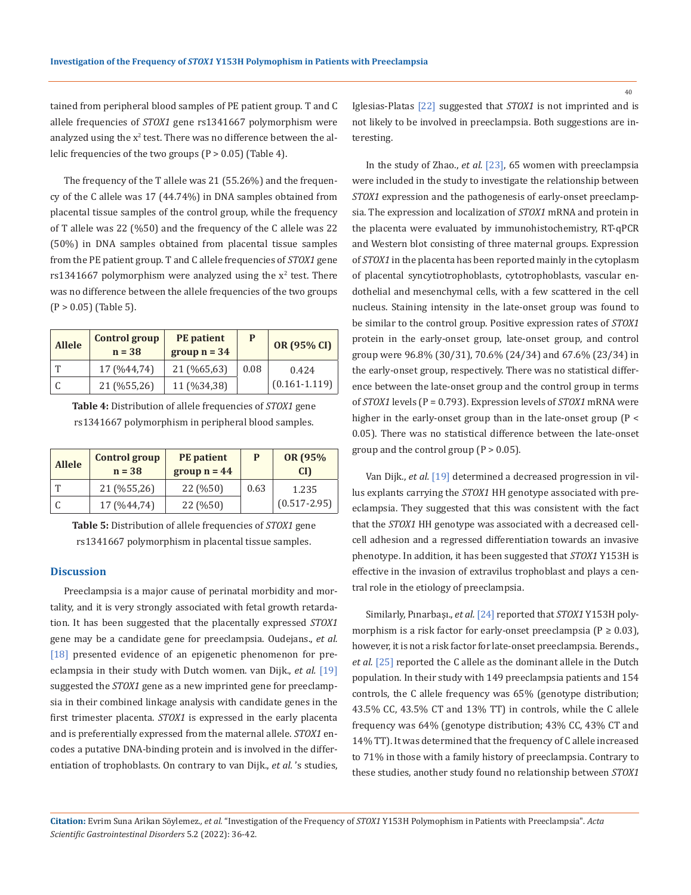tained from peripheral blood samples of PE patient group. T and C allele frequencies of *STOX1* gene rs1341667 polymorphism were analyzed using the $x^2$ test. There was no difference between the allelic frequencies of the two groups (P > 0.05) (Table 4).

The frequency of the T allele was 21 (55.26%) and the frequency of the C allele was 17 (44.74%) in DNA samples obtained from placental tissue samples of the control group, while the frequency of T allele was 22 (%50) and the frequency of the C allele was 22 (50%) in DNA samples obtained from placental tissue samples from the PE patient group. T and C allele frequencies of *STOX1* gene rs1341667 polymorphism were analyzed using the $x^2$ test. There was no difference between the allele frequencies of the two groups (P > 0.05) (Table 5).

| Allele | Control group n = 38 | PE patient group n = 34 | P | OR (95% CI) |
|---|---|---|---|---|
| T | 17 (%44,74) | 21 (%65,63) | 0.08 | 0.424 (0.161-1.119) |
| C | 21 (%55,26) | 11 (%34,38) | | |

**Table 4:** Distribution of allele frequencies of *STOX1* gene rs1341667 polymorphism in peripheral blood samples.

| Allele | Control group n = 38 | PE patient group n = 44 | P | OR (95% CI) |
|---|---|---|---|---|
| T | 21 (%55,26) | 22 (%50) | 0.63 | 1.235 (0.517-2.95) |
| C | 17 (%44,74) | 22 (%50) | | |

**Table 5:** Distribution of allele frequencies of *STOX1* gene rs1341667 polymorphism in placental tissue samples.

## Discussion

Preeclampsia is a major cause of perinatal morbidity and mortality, and it is very strongly associated with fetal growth retardation. It has been suggested that the placentally expressed *STOX1* gene may be a candidate gene for preeclampsia. Oudejans., *et al.* [18] presented evidence of an epigenetic phenomenon for preeclampsia in their study with Dutch women. van Dijk., *et al.* [19] suggested the *STOX1* gene as a new imprinted gene for preeclampsia in their combined linkage analysis with candidate genes in the first trimester placenta. *STOX1* is expressed in the early placenta and is preferentially expressed from the maternal allele. *STOX1* encodes a putative DNA-binding protein and is involved in the differentiation of trophoblasts. On contrary to van Dijk., *et al.* 's studies, Iglesias-Platas [22] suggested that *STOX1* is not imprinted and is not likely to be involved in preeclampsia. Both suggestions are interesting.

In the study of Zhao., *et al.* [23], 65 women with preeclampsia were included in the study to investigate the relationship between *STOX1* expression and the pathogenesis of early-onset preeclampsia. The expression and localization of *STOX1* mRNA and protein in the placenta were evaluated by immunohistochemistry, RT-qPCR and Western blot consisting of three maternal groups. Expression of *STOX1* in the placenta has been reported mainly in the cytoplasm of placental syncytiotrophoblasts, cytotrophoblasts, vascular endothelial and mesenchymal cells, with a few scattered in the cell nucleus. Staining intensity in the late-onset group was found to be similar to the control group. Positive expression rates of *STOX1* protein in the early-onset group, late-onset group, and control group were 96.8% (30/31), 70.6% (24/34) and 67.6% (23/34) in the early-onset group, respectively. There was no statistical difference between the late-onset group and the control group in terms of *STOX1* levels (P = 0.793). Expression levels of *STOX1* mRNA were higher in the early-onset group than in the late-onset group (P < 0.05). There was no statistical difference between the late-onset group and the control group (P > 0.05).

Van Dijk., *et al.* [19] determined a decreased progression in villus explants carrying the *STOX1* HH genotype associated with preeclampsia. They suggested that this was consistent with the fact that the *STOX1* HH genotype was associated with a decreased cell-cell adhesion and a regressed differentiation towards an invasive phenotype. In addition, it has been suggested that *STOX1* Y153H is effective in the invasion of extravilus trophoblast and plays a central role in the etiology of preeclampsia.

Similarly, Pınarbaşı., *et al.* [24] reported that *STOX1* Y153H polymorphism is a risk factor for early-onset preeclampsia (P ≥ 0.03), however, it is not a risk factor for late-onset preeclampsia. Berends., *et al.* [25] reported the C allele as the dominant allele in the Dutch population. In their study with 149 preeclampsia patients and 154 controls, the C allele frequency was 65% (genotype distribution; 43.5% CC, 43.5% CT and 13% TT) in controls, while the C allele frequency was 64% (genotype distribution; 43% CC, 43% CT and 14% TT). It was determined that the frequency of C allele increased to 71% in those with a family history of preeclampsia. Contrary to these studies, another study found no relationship between *STOX1*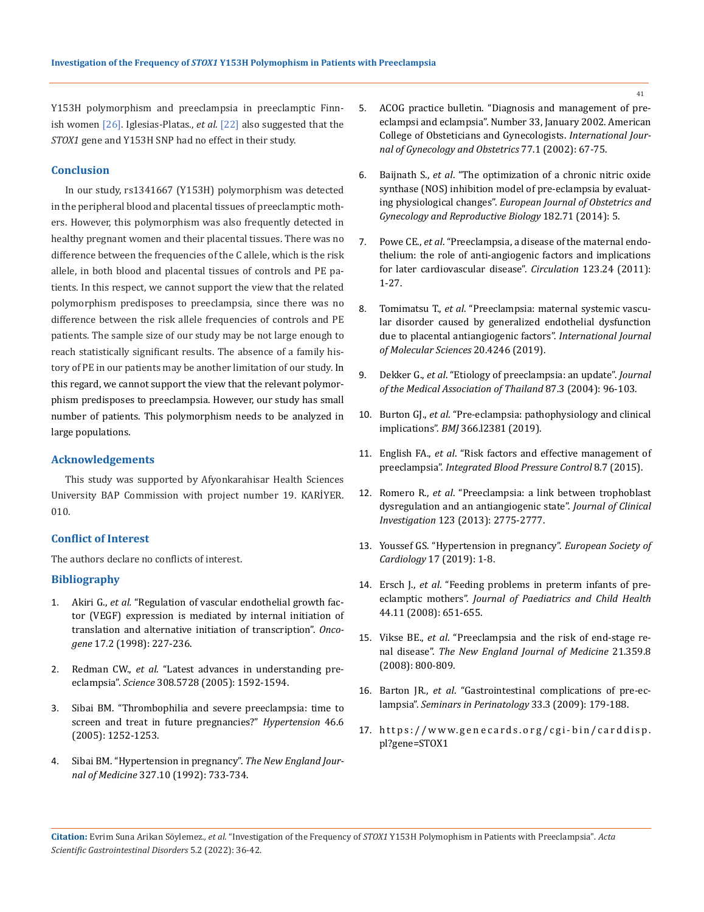Y153H polymorphism and preeclampsia in preeclamptic Finnish women [26]. Iglesias-Platas., *et al.* [22] also suggested that the *STOX1* gene and Y153H SNP had no effect in their study.

## Conclusion

In our study, rs1341667 (Y153H) polymorphism was detected in the peripheral blood and placental tissues of preeclamptic mothers. However, this polymorphism was also frequently detected in healthy pregnant women and their placental tissues. There was no difference between the frequencies of the C allele, which is the risk allele, in both blood and placental tissues of controls and PE patients. In this respect, we cannot support the view that the related polymorphism predisposes to preeclampsia, since there was no difference between the risk allele frequencies of controls and PE patients. The sample size of our study may be not large enough to reach statistically significant results. The absence of a family history of PE in our patients may be another limitation of our study. In this regard, we cannot support the view that the relevant polymorphism predisposes to preeclampsia. However, our study has small number of patients. This polymorphism needs to be analyzed in large populations.

## Acknowledgements

This study was supported by Afyonkarahisar Health Sciences University BAP Commission with project number 19. KARİYER. 010.

## Conflict of Interest

The authors declare no conflicts of interest.

## Bibliography

1. Akiri G., *et al.* "Regulation of vascular endothelial growth factor (VEGF) expression is mediated by internal initiation of translation and alternative initiation of transcription". *Oncogene* 17.2 (1998): 227-236.
2. Redman CW., *et al.* "Latest advances in understanding preeclampsia". *Science* 308.5728 (2005): 1592-1594.
3. Sibai BM. "Thrombophilia and severe preeclampsia: time to screen and treat in future pregnancies?" *Hypertension* 46.6 (2005): 1252-1253.
4. Sibai BM. "Hypertension in pregnancy". *The New England Journal of Medicine* 327.10 (1992): 733-734.
5. ACOG practice bulletin. "Diagnosis and management of preeclampsi and eclampsia". Number 33, January 2002. American College of Obsteticians and Gynecologists. *International Journal of Gynecology and Obstetrics* 77.1 (2002): 67-75.
6. Baijnath S., *et al*. "The optimization of a chronic nitric oxide synthase (NOS) inhibition model of pre-eclampsia by evaluating physiological changes". *European Journal of Obstetrics and Gynecology and Reproductive Biology* 182.71 (2014): 5.
7. Powe CE., *et al*. "Preeclampsia, a disease of the maternal endothelium: the role of anti-angiogenic factors and implications for later cardiovascular disease". *Circulation* 123.24 (2011): 1-27.
8. Tomimatsu T., *et al*. "Preeclampsia: maternal systemic vascular disorder caused by generalized endothelial dysfunction due to placental antiangiogenic factors". *International Journal of Molecular Sciences* 20.4246 (2019).
9. Dekker G., *et al*. "Etiology of preeclampsia: an update". *Journal of the Medical Association of Thailand* 87.3 (2004): 96-103.
10. Burton GJ., *et al*. "Pre-eclampsia: pathophysiology and clinical implications". *BMJ* 366.l2381 (2019).
11. English FA., *et al*. "Risk factors and effective management of preeclampsia". *Integrated Blood Pressure Control* 8.7 (2015).
12. Romero R., *et al*. "Preeclampsia: a link between trophoblast dysregulation and an antiangiogenic state". *Journal of Clinical Investigation* 123 (2013): 2775-2777.
13. Youssef GS. "Hypertension in pregnancy". *European Society of Cardiology* 17 (2019): 1-8.
14. Ersch J., *et al*. "Feeding problems in preterm infants of preeclamptic mothers". *Journal of Paediatrics and Child Health* 44.11 (2008): 651-655.
15. Vikse BE., *et al*. "Preeclampsia and the risk of end-stage renal disease". *The New England Journal of Medicine* 21.359.8 (2008): 800-809.
16. Barton JR., *et al*. "Gastrointestinal complications of pre-eclampsia". *Seminars in Perinatology* 33.3 (2009): 179-188.
17. https://www.genecards.org/cgi-bin/carddisp.pl?gene=STOX1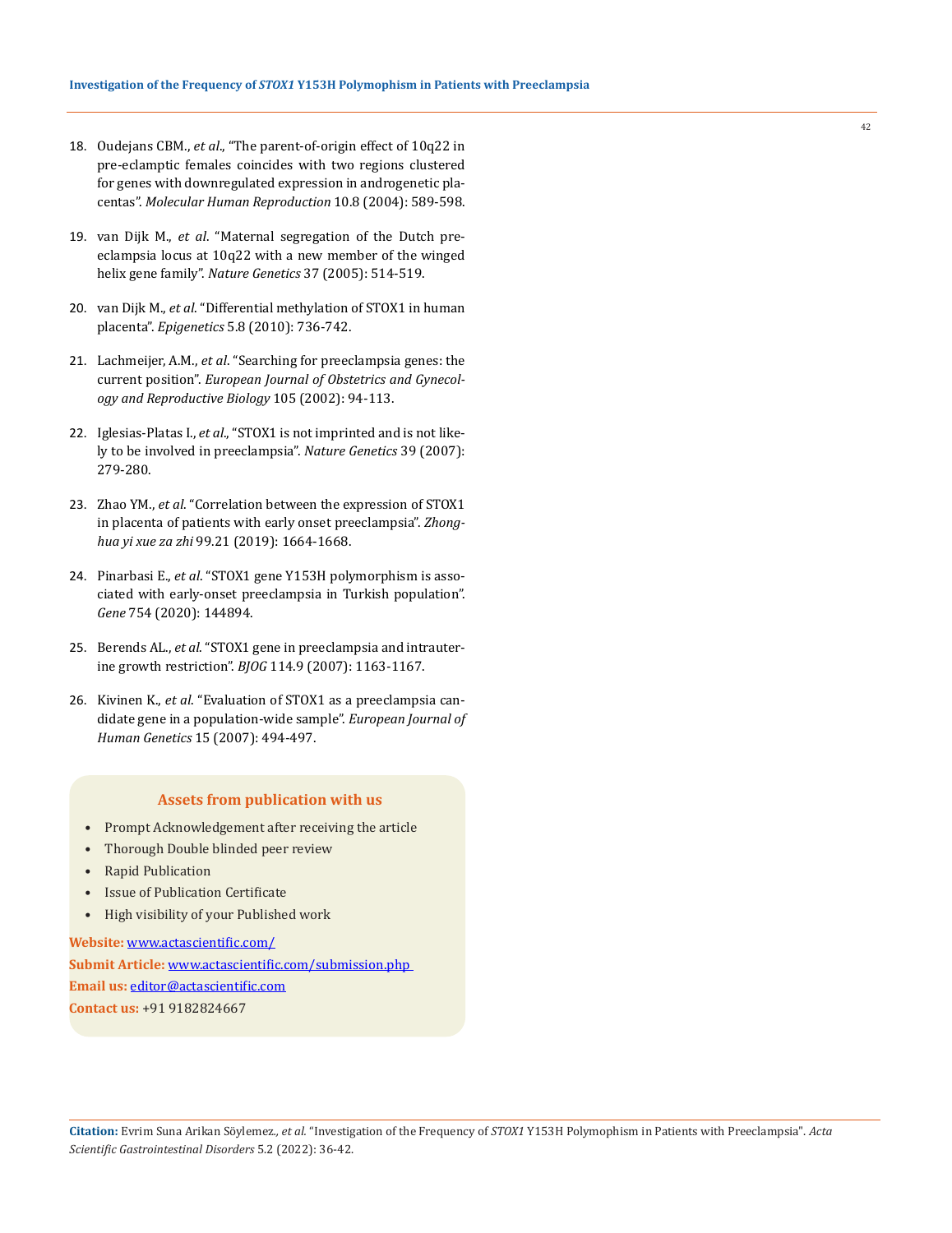18. Oudejans CBM., *et al*., "The parent-of-origin effect of 10q22 in pre-eclamptic females coincides with two regions clustered for genes with downregulated expression in androgenetic placentas". *Molecular Human Reproduction* 10.8 (2004): 589-598.

19. van Dijk M., *et al*. "Maternal segregation of the Dutch preeclampsia locus at 10q22 with a new member of the winged helix gene family". *Nature Genetics* 37 (2005): 514-519.

20. van Dijk M., *et al*. "Differential methylation of STOX1 in human placenta". *Epigenetics* 5.8 (2010): 736-742.

21. Lachmeijer, A.M., *et al*. "Searching for preeclampsia genes: the current position". *European Journal of Obstetrics and Gynecology and Reproductive Biology* 105 (2002): 94-113.

22. Iglesias-Platas I., *et al*., "STOX1 is not imprinted and is not likely to be involved in preeclampsia". *Nature Genetics* 39 (2007): 279-280.

23. Zhao YM., *et al*. "Correlation between the expression of STOX1 in placenta of patients with early onset preeclampsia". *Zhonghua yi xue za zhi* 99.21 (2019): 1664-1668.

24. Pinarbasi E., *et al*. "STOX1 gene Y153H polymorphism is associated with early-onset preeclampsia in Turkish population". *Gene* 754 (2020): 144894.

25. Berends AL., *et al*. "STOX1 gene in preeclampsia and intrauterine growth restriction". *BJOG* 114.9 (2007): 1163-1167.

26. Kivinen K., *et al*. "Evaluation of STOX1 as a preeclampsia candidate gene in a population-wide sample". *European Journal of Human Genetics* 15 (2007): 494-497.

**Assets from publication with us**

- Prompt Acknowledgement after receiving the article
- Thorough Double blinded peer review
- Rapid Publication
- Issue of Publication Certificate
- High visibility of your Published work

**Website:** www.actascientific.com/
**Submit Article:** www.actascientific.com/submission.php
**Email us:** editor@actascientific.com
**Contact us:** +91 9182824667